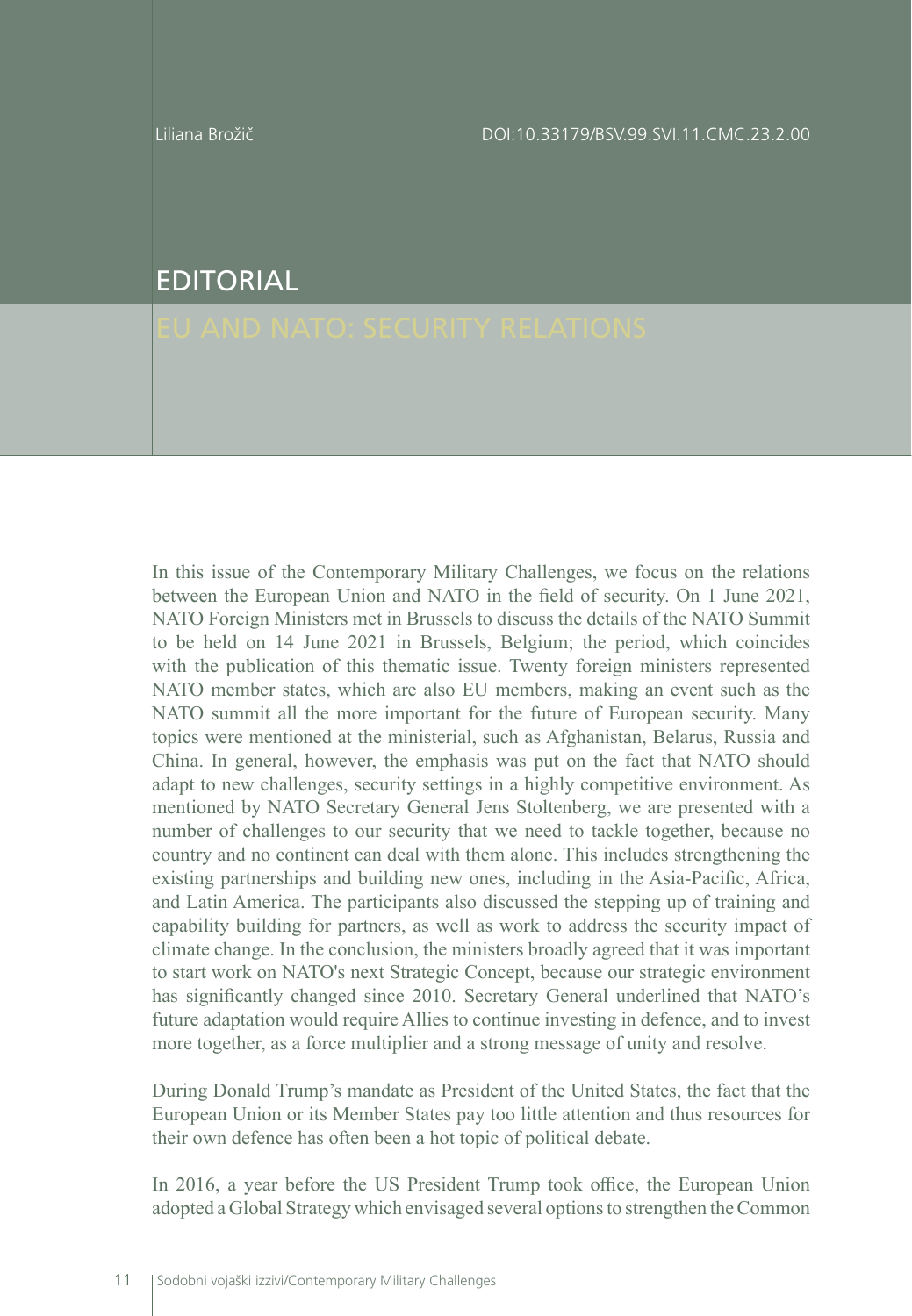Liliana Brožič

DOI:10.33179/BSV.99.SVI.11.CMC.23.2.00

# EDITORIAL

## EU AND NATO: SECURITY RELATIONS

In this issue of the Contemporary Military Challenges, we focus on the relations between the European Union and NATO in the field of security. On 1 June 2021, NATO Foreign Ministers met in Brussels to discuss the details of the NATO Summit to be held on 14 June 2021 in Brussels, Belgium; the period, which coincides with the publication of this thematic issue. Twenty foreign ministers represented NATO member states, which are also EU members, making an event such as the NATO summit all the more important for the future of European security. Many topics were mentioned at the ministerial, such as Afghanistan, Belarus, Russia and China. In general, however, the emphasis was put on the fact that NATO should adapt to new challenges, security settings in a highly competitive environment. As mentioned by NATO Secretary General Jens Stoltenberg, we are presented with a number of challenges to our security that we need to tackle together, because no country and no continent can deal with them alone. This includes strengthening the existing partnerships and building new ones, including in the Asia-Pacific, Africa, and Latin America. The participants also discussed the stepping up of training and capability building for partners, as well as work to address the security impact of climate change. In the conclusion, the ministers broadly agreed that it was important to start work on NATO's next Strategic Concept, because our strategic environment has significantly changed since 2010. Secretary General underlined that NATO's future adaptation would require Allies to continue investing in defence, and to invest more together, as a force multiplier and a strong message of unity and resolve.

During Donald Trump's mandate as President of the United States, the fact that the European Union or its Member States pay too little attention and thus resources for their own defence has often been a hot topic of political debate.

In 2016, a year before the US President Trump took office, the European Union adopted a Global Strategy which envisaged several options to strengthen the Common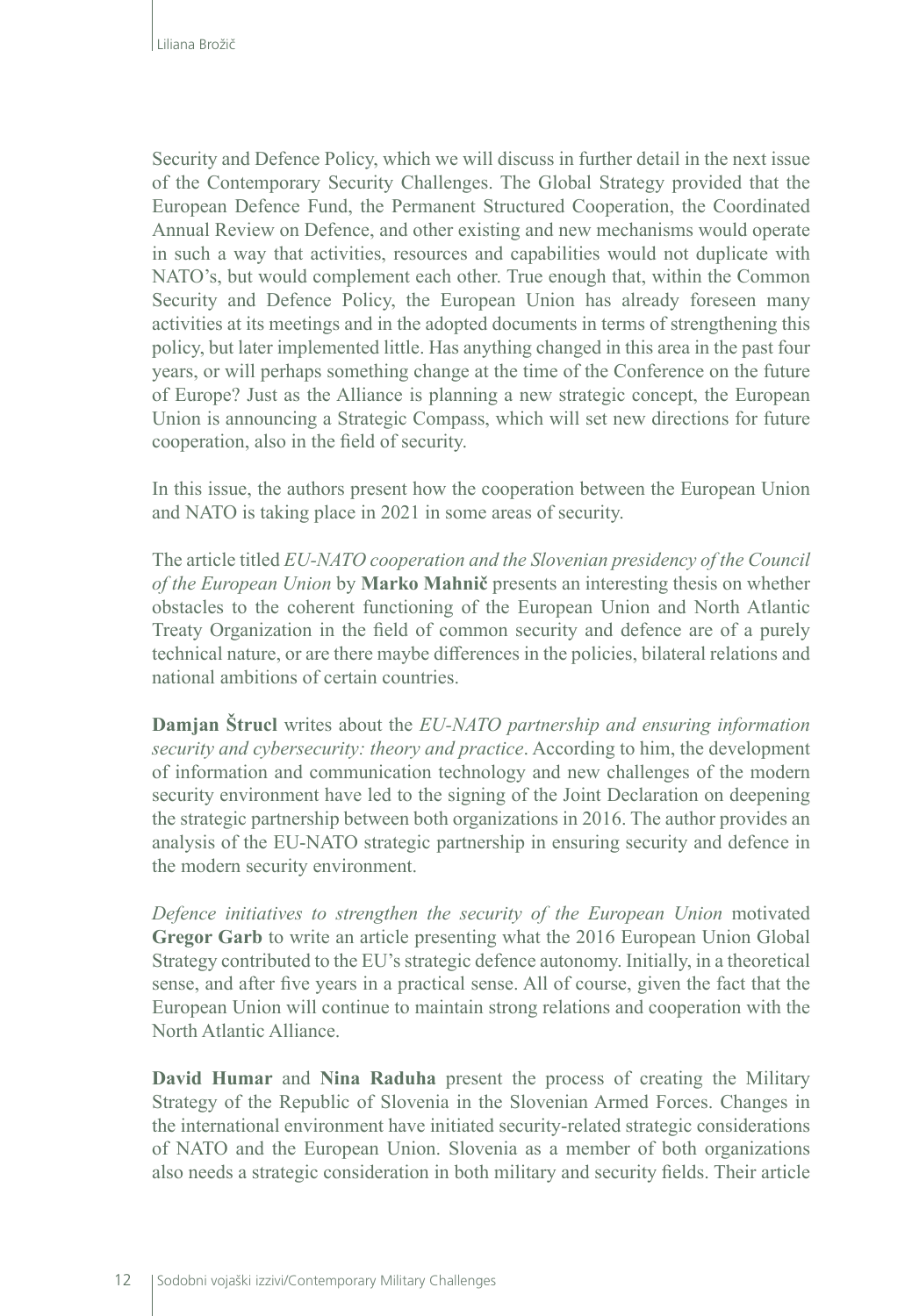Security and Defence Policy, which we will discuss in further detail in the next issue of the Contemporary Security Challenges. The Global Strategy provided that the European Defence Fund, the Permanent Structured Cooperation, the Coordinated Annual Review on Defence, and other existing and new mechanisms would operate in such a way that activities, resources and capabilities would not duplicate with NATO's, but would complement each other. True enough that, within the Common Security and Defence Policy, the European Union has already foreseen many activities at its meetings and in the adopted documents in terms of strengthening this policy, but later implemented little. Has anything changed in this area in the past four years, or will perhaps something change at the time of the Conference on the future of Europe? Just as the Alliance is planning a new strategic concept, the European Union is announcing a Strategic Compass, which will set new directions for future cooperation, also in the field of security.

In this issue, the authors present how the cooperation between the European Union and NATO is taking place in 2021 in some areas of security.

The article titled *EU-NATO cooperation and the Slovenian presidency of the Council of the European Union* by **Marko Mahnič** presents an interesting thesis on whether obstacles to the coherent functioning of the European Union and North Atlantic Treaty Organization in the field of common security and defence are of a purely technical nature, or are there maybe differences in the policies, bilateral relations and national ambitions of certain countries.

**Damjan Štrucl** writes about the *EU-NATO partnership and ensuring information security and cybersecurity: theory and practice*. According to him, the development of information and communication technology and new challenges of the modern security environment have led to the signing of the Joint Declaration on deepening the strategic partnership between both organizations in 2016. The author provides an analysis of the EU-NATO strategic partnership in ensuring security and defence in the modern security environment.

*Defence initiatives to strengthen the security of the European Union* motivated **Gregor Garb** to write an article presenting what the 2016 European Union Global Strategy contributed to the EU's strategic defence autonomy. Initially, in a theoretical sense, and after five years in a practical sense. All of course, given the fact that the European Union will continue to maintain strong relations and cooperation with the North Atlantic Alliance.

**David Humar** and **Nina Raduha** present the process of creating the Military Strategy of the Republic of Slovenia in the Slovenian Armed Forces. Changes in the international environment have initiated security-related strategic considerations of NATO and the European Union. Slovenia as a member of both organizations also needs a strategic consideration in both military and security fields. Their article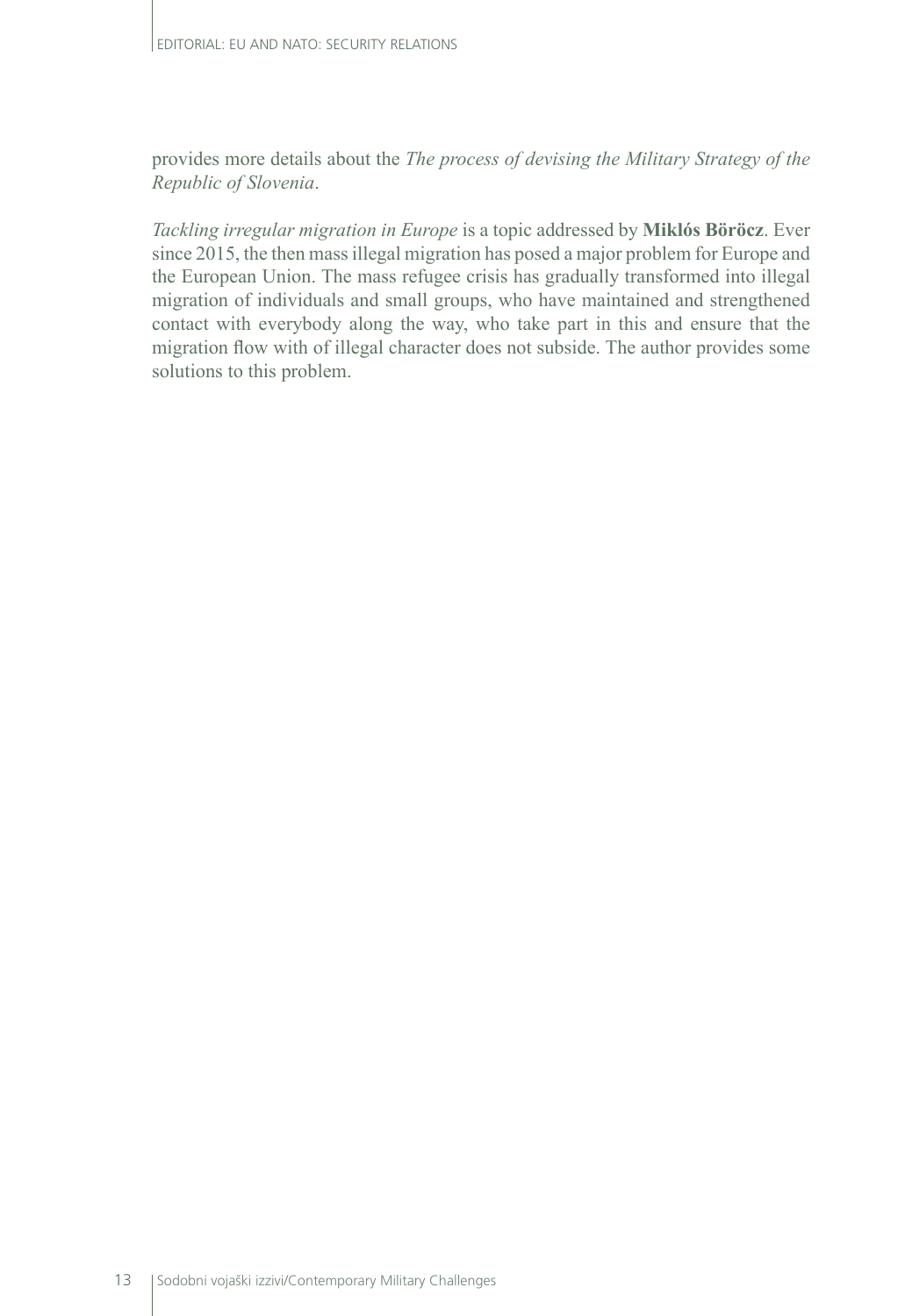provides more details about the *The process of devising the Military Strategy of the Republic of Slovenia*.

*Tackling irregular migration in Europe* is a topic addressed by **Miklós Böröcz**. Ever since 2015, the then mass illegal migration has posed a major problem for Europe and the European Union. The mass refugee crisis has gradually transformed into illegal migration of individuals and small groups, who have maintained and strengthened contact with everybody along the way, who take part in this and ensure that the migration flow with of illegal character does not subside. The author provides some solutions to this problem.